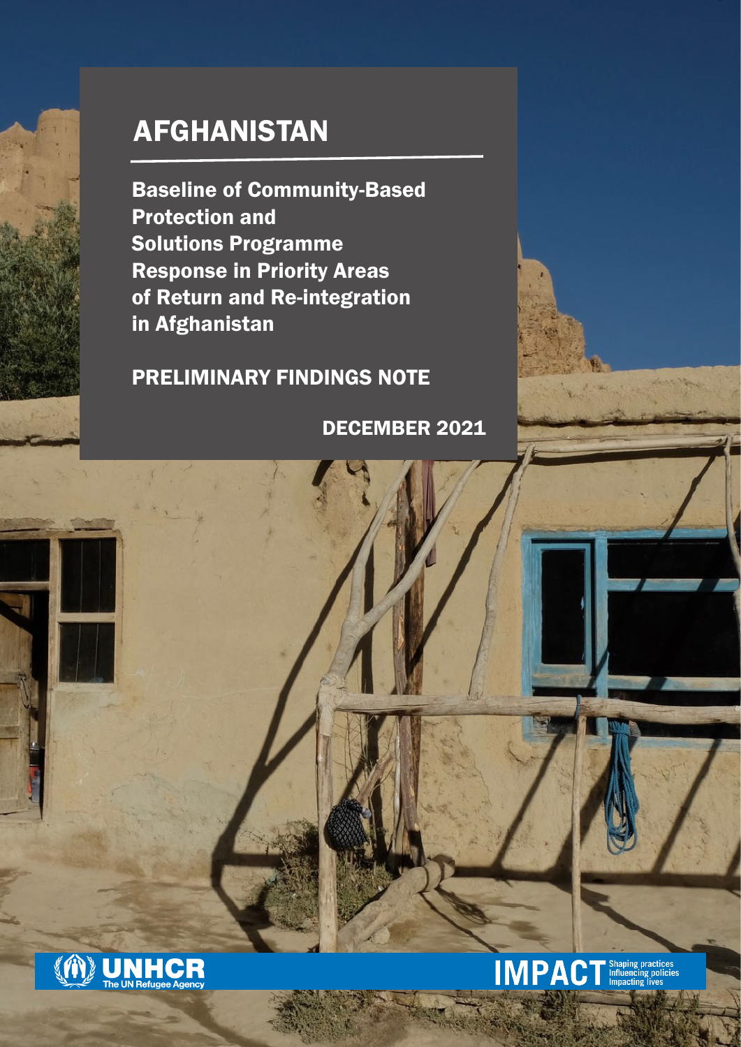# AFGHANISTAN

## Baseline of Community-Based Protection and Solutions Programme Response in Priority Areas of Return and Re-integration in Afghanistan

### PRELIMINARY FINDINGS NOTE

DECEMBER 2021

UNHCR The UN Refugee Agency

IMPACT Shaping practices Influencing policies Impacting lives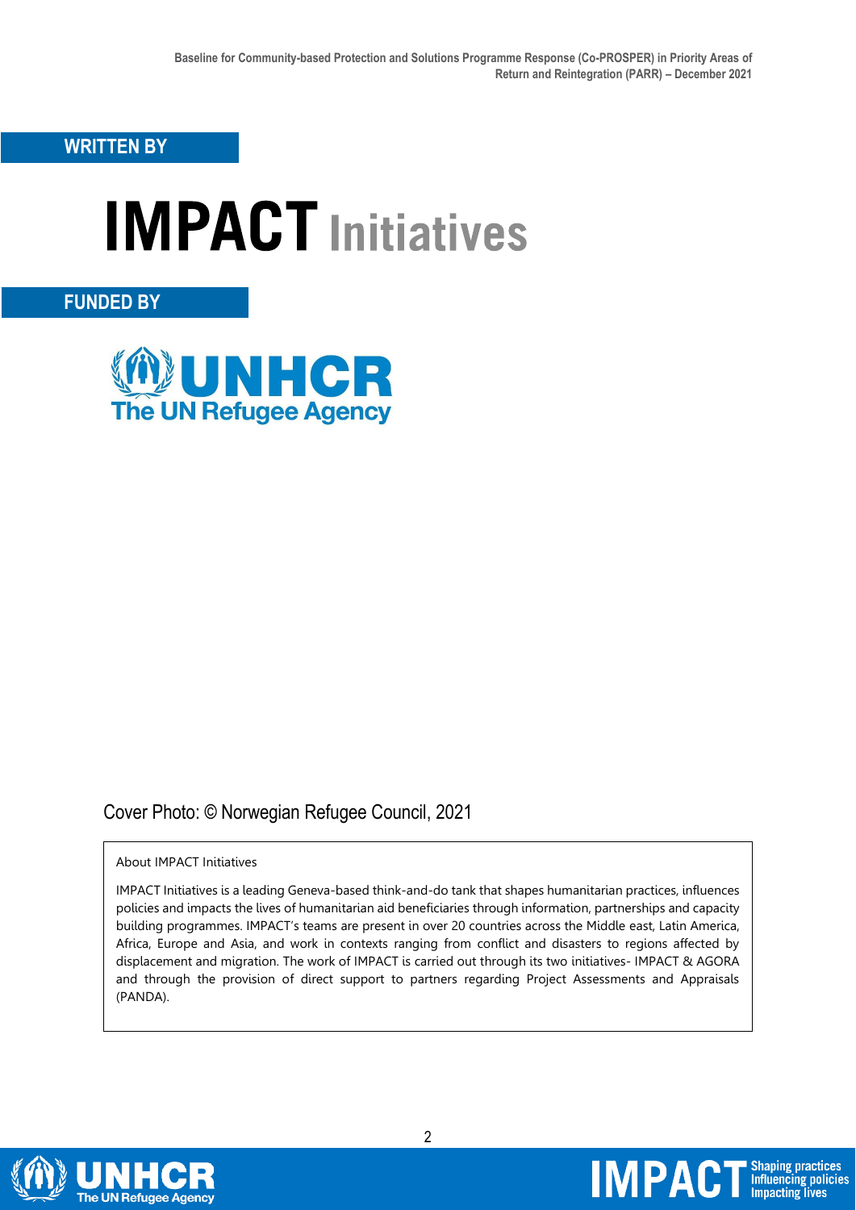**WRITTEN BY**

**IMPACT** Initiatives

**FUNDED BY**

UNHCR
The UN Refugee Agency

Cover Photo: © Norwegian Refugee Council, 2021

About IMPACT Initiatives

IMPACT Initiatives is a leading Geneva-based think-and-do tank that shapes humanitarian practices, influences policies and impacts the lives of humanitarian aid beneficiaries through information, partnerships and capacity building programmes. IMPACT's teams are present in over 20 countries across the Middle east, Latin America, Africa, Europe and Asia, and work in contexts ranging from conflict and disasters to regions affected by displacement and migration. The work of IMPACT is carried out through its two initiatives- IMPACT & AGORA and through the provision of direct support to partners regarding Project Assessments and Appraisals (PANDA).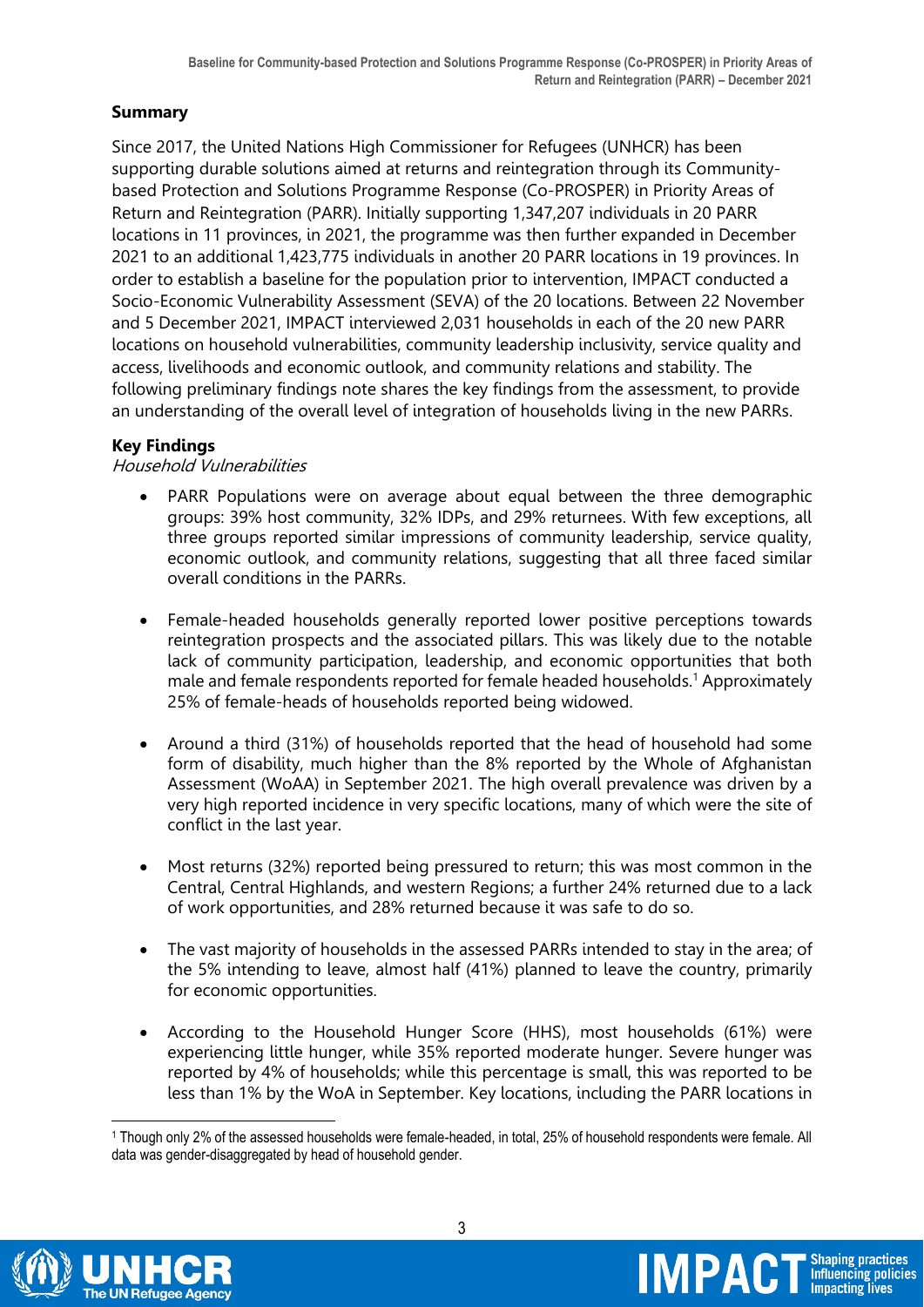## Summary

Since 2017, the United Nations High Commissioner for Refugees (UNHCR) has been supporting durable solutions aimed at returns and reintegration through its Community-based Protection and Solutions Programme Response (Co-PROSPER) in Priority Areas of Return and Reintegration (PARR). Initially supporting 1,347,207 individuals in 20 PARR locations in 11 provinces, in 2021, the programme was then further expanded in December 2021 to an additional 1,423,775 individuals in another 20 PARR locations in 19 provinces. In order to establish a baseline for the population prior to intervention, IMPACT conducted a Socio-Economic Vulnerability Assessment (SEVA) of the 20 locations. Between 22 November and 5 December 2021, IMPACT interviewed 2,031 households in each of the 20 new PARR locations on household vulnerabilities, community leadership inclusivity, service quality and access, livelihoods and economic outlook, and community relations and stability. The following preliminary findings note shares the key findings from the assessment, to provide an understanding of the overall level of integration of households living in the new PARRs.

## Key Findings

*Household Vulnerabilities*

- PARR Populations were on average about equal between the three demographic groups: 39% host community, 32% IDPs, and 29% returnees. With few exceptions, all three groups reported similar impressions of community leadership, service quality, economic outlook, and community relations, suggesting that all three faced similar overall conditions in the PARRs.
- Female-headed households generally reported lower positive perceptions towards reintegration prospects and the associated pillars. This was likely due to the notable lack of community participation, leadership, and economic opportunities that both male and female respondents reported for female headed households.[1] Approximately 25% of female-heads of households reported being widowed.
- Around a third (31%) of households reported that the head of household had some form of disability, much higher than the 8% reported by the Whole of Afghanistan Assessment (WoAA) in September 2021. The high overall prevalence was driven by a very high reported incidence in very specific locations, many of which were the site of conflict in the last year.
- Most returns (32%) reported being pressured to return; this was most common in the Central, Central Highlands, and western Regions; a further 24% returned due to a lack of work opportunities, and 28% returned because it was safe to do so.
- The vast majority of households in the assessed PARRs intended to stay in the area; of the 5% intending to leave, almost half (41%) planned to leave the country, primarily for economic opportunities.
- According to the Household Hunger Score (HHS), most households (61%) were experiencing little hunger, while 35% reported moderate hunger. Severe hunger was reported by 4% of households; while this percentage is small, this was reported to be less than 1% by the WoA in September. Key locations, including the PARR locations in

[1] Though only 2% of the assessed households were female-headed, in total, 25% of household respondents were female. All data was gender-disaggregated by head of household gender.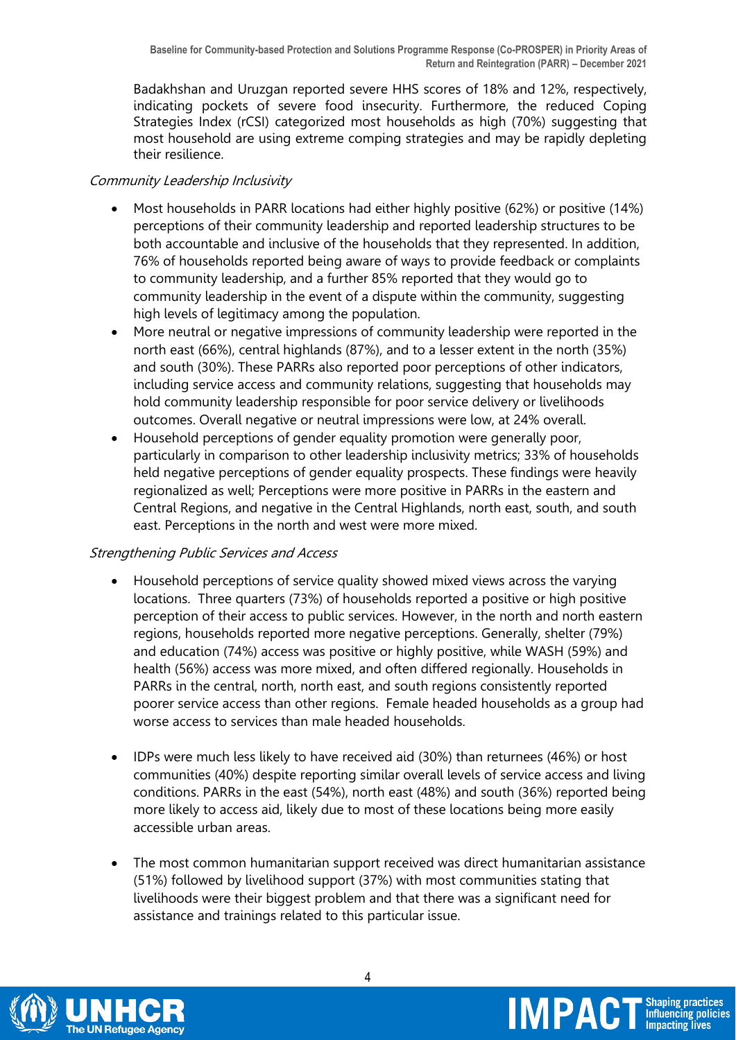Badakhshan and Uruzgan reported severe HHS scores of 18% and 12%, respectively, indicating pockets of severe food insecurity. Furthermore, the reduced Coping Strategies Index (rCSI) categorized most households as high (70%) suggesting that most household are using extreme comping strategies and may be rapidly depleting their resilience.

*Community Leadership Inclusivity*

- Most households in PARR locations had either highly positive (62%) or positive (14%) perceptions of their community leadership and reported leadership structures to be both accountable and inclusive of the households that they represented. In addition, 76% of households reported being aware of ways to provide feedback or complaints to community leadership, and a further 85% reported that they would go to community leadership in the event of a dispute within the community, suggesting high levels of legitimacy among the population.
- More neutral or negative impressions of community leadership were reported in the north east (66%), central highlands (87%), and to a lesser extent in the north (35%) and south (30%). These PARRs also reported poor perceptions of other indicators, including service access and community relations, suggesting that households may hold community leadership responsible for poor service delivery or livelihoods outcomes. Overall negative or neutral impressions were low, at 24% overall.
- Household perceptions of gender equality promotion were generally poor, particularly in comparison to other leadership inclusivity metrics; 33% of households held negative perceptions of gender equality prospects. These findings were heavily regionalized as well; Perceptions were more positive in PARRs in the eastern and Central Regions, and negative in the Central Highlands, north east, south, and south east. Perceptions in the north and west were more mixed.

*Strengthening Public Services and Access*

- Household perceptions of service quality showed mixed views across the varying locations. Three quarters (73%) of households reported a positive or high positive perception of their access to public services. However, in the north and north eastern regions, households reported more negative perceptions. Generally, shelter (79%) and education (74%) access was positive or highly positive, while WASH (59%) and health (56%) access was more mixed, and often differed regionally. Households in PARRs in the central, north, north east, and south regions consistently reported poorer service access than other regions. Female headed households as a group had worse access to services than male headed households.

- IDPs were much less likely to have received aid (30%) than returnees (46%) or host communities (40%) despite reporting similar overall levels of service access and living conditions. PARRs in the east (54%), north east (48%) and south (36%) reported being more likely to access aid, likely due to most of these locations being more easily accessible urban areas.

- The most common humanitarian support received was direct humanitarian assistance (51%) followed by livelihood support (37%) with most communities stating that livelihoods were their biggest problem and that there was a significant need for assistance and trainings related to this particular issue.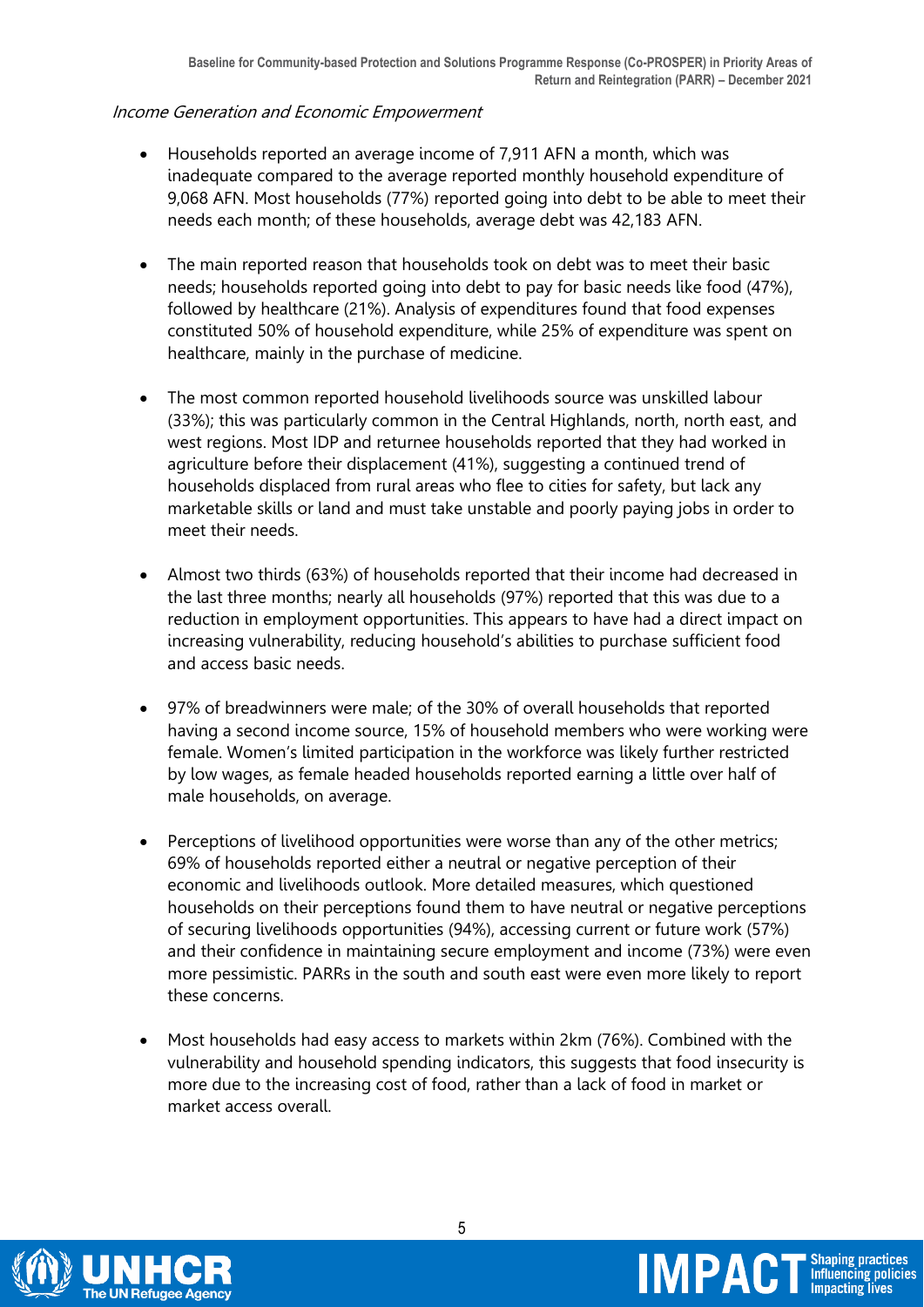*Income Generation and Economic Empowerment*

- Households reported an average income of 7,911 AFN a month, which was inadequate compared to the average reported monthly household expenditure of 9,068 AFN. Most households (77%) reported going into debt to be able to meet their needs each month; of these households, average debt was 42,183 AFN.

- The main reported reason that households took on debt was to meet their basic needs; households reported going into debt to pay for basic needs like food (47%), followed by healthcare (21%). Analysis of expenditures found that food expenses constituted 50% of household expenditure, while 25% of expenditure was spent on healthcare, mainly in the purchase of medicine.

- The most common reported household livelihoods source was unskilled labour (33%); this was particularly common in the Central Highlands, north, north east, and west regions. Most IDP and returnee households reported that they had worked in agriculture before their displacement (41%), suggesting a continued trend of households displaced from rural areas who flee to cities for safety, but lack any marketable skills or land and must take unstable and poorly paying jobs in order to meet their needs.

- Almost two thirds (63%) of households reported that their income had decreased in the last three months; nearly all households (97%) reported that this was due to a reduction in employment opportunities. This appears to have had a direct impact on increasing vulnerability, reducing household's abilities to purchase sufficient food and access basic needs.

- 97% of breadwinners were male; of the 30% of overall households that reported having a second income source, 15% of household members who were working were female. Women's limited participation in the workforce was likely further restricted by low wages, as female headed households reported earning a little over half of male households, on average.

- Perceptions of livelihood opportunities were worse than any of the other metrics; 69% of households reported either a neutral or negative perception of their economic and livelihoods outlook. More detailed measures, which questioned households on their perceptions found them to have neutral or negative perceptions of securing livelihoods opportunities (94%), accessing current or future work (57%) and their confidence in maintaining secure employment and income (73%) were even more pessimistic. PARRs in the south and south east were even more likely to report these concerns.

- Most households had easy access to markets within 2km (76%). Combined with the vulnerability and household spending indicators, this suggests that food insecurity is more due to the increasing cost of food, rather than a lack of food in market or market access overall.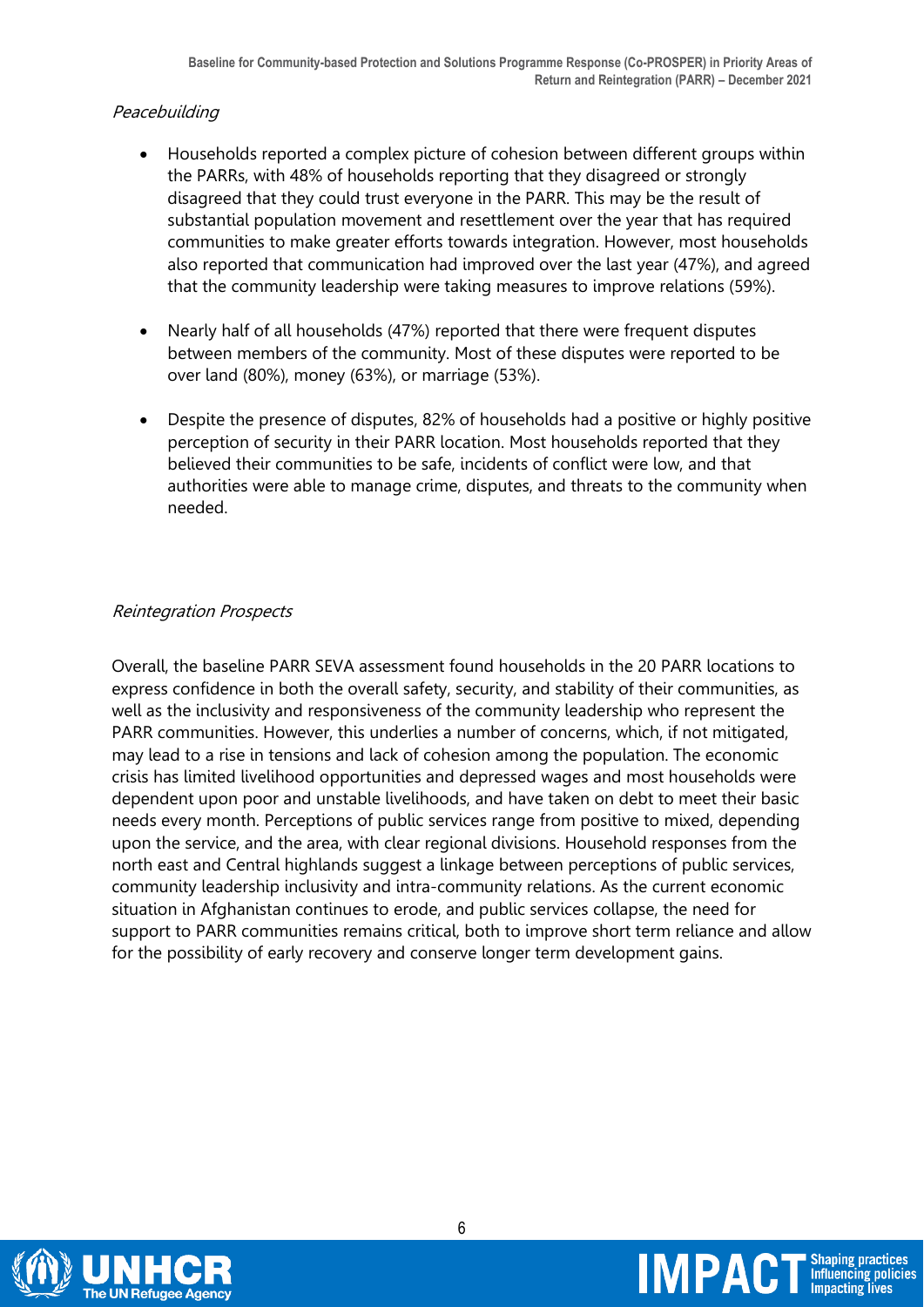*Peacebuilding*

- Households reported a complex picture of cohesion between different groups within the PARRs, with 48% of households reporting that they disagreed or strongly disagreed that they could trust everyone in the PARR. This may be the result of substantial population movement and resettlement over the year that has required communities to make greater efforts towards integration. However, most households also reported that communication had improved over the last year (47%), and agreed that the community leadership were taking measures to improve relations (59%).

- Nearly half of all households (47%) reported that there were frequent disputes between members of the community. Most of these disputes were reported to be over land (80%), money (63%), or marriage (53%).

- Despite the presence of disputes, 82% of households had a positive or highly positive perception of security in their PARR location. Most households reported that they believed their communities to be safe, incidents of conflict were low, and that authorities were able to manage crime, disputes, and threats to the community when needed.

*Reintegration Prospects*

Overall, the baseline PARR SEVA assessment found households in the 20 PARR locations to express confidence in both the overall safety, security, and stability of their communities, as well as the inclusivity and responsiveness of the community leadership who represent the PARR communities. However, this underlies a number of concerns, which, if not mitigated, may lead to a rise in tensions and lack of cohesion among the population. The economic crisis has limited livelihood opportunities and depressed wages and most households were dependent upon poor and unstable livelihoods, and have taken on debt to meet their basic needs every month. Perceptions of public services range from positive to mixed, depending upon the service, and the area, with clear regional divisions. Household responses from the north east and Central highlands suggest a linkage between perceptions of public services, community leadership inclusivity and intra-community relations. As the current economic situation in Afghanistan continues to erode, and public services collapse, the need for support to PARR communities remains critical, both to improve short term reliance and allow for the possibility of early recovery and conserve longer term development gains.